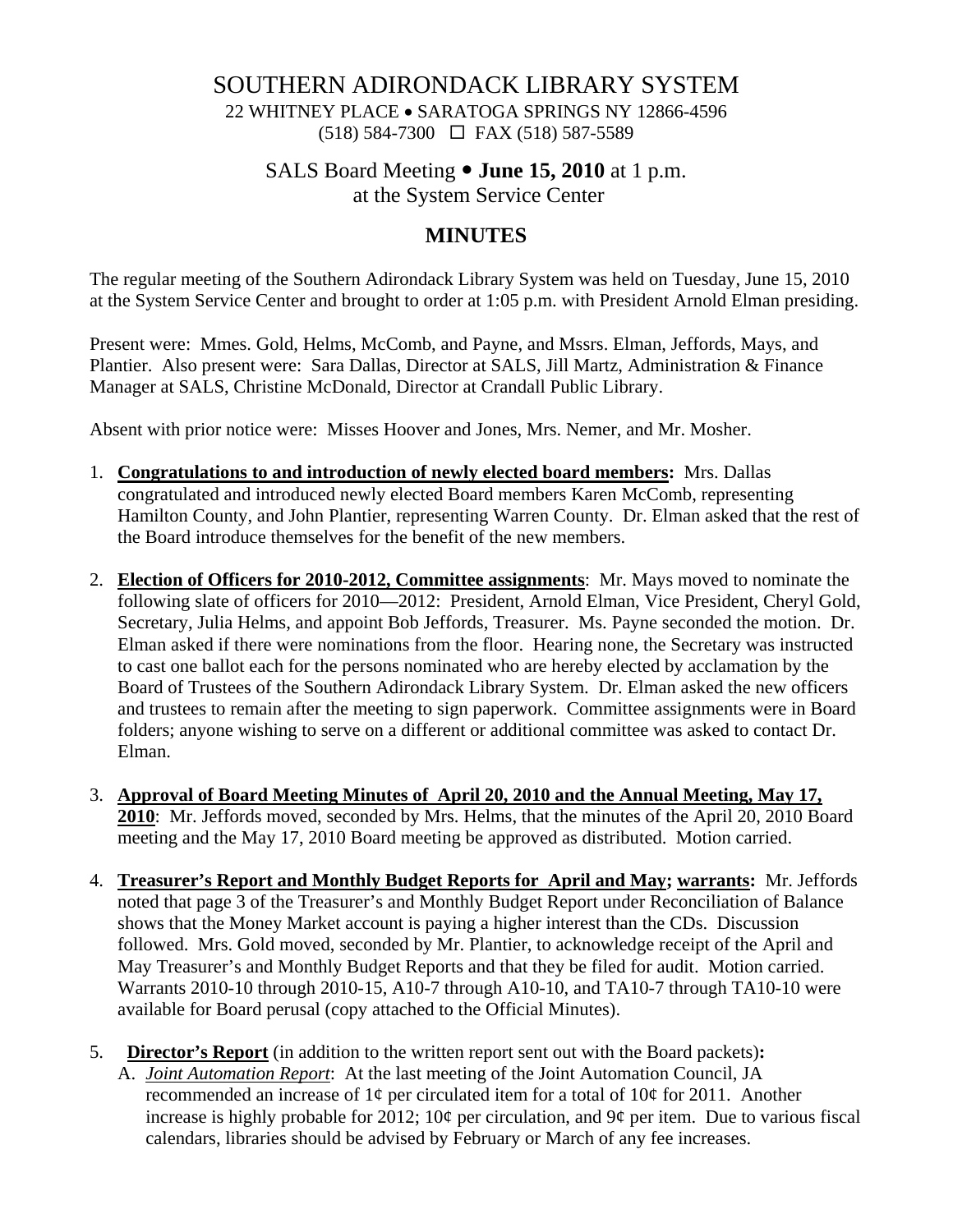# SOUTHERN ADIRONDACK LIBRARY SYSTEM

22 WHITNEY PLACE • SARATOGA SPRINGS NY 12866-4596
(518) 584-7300 ☐ FAX (518) 587-5589

## SALS Board Meeting • **June 15, 2010** at 1 p.m.
## at the System Service Center

## MINUTES

The regular meeting of the Southern Adirondack Library System was held on Tuesday, June 15, 2010 at the System Service Center and brought to order at 1:05 p.m. with President Arnold Elman presiding.

Present were: Mmes. Gold, Helms, McComb, and Payne, and Mssrs. Elman, Jeffords, Mays, and Plantier. Also present were: Sara Dallas, Director at SALS, Jill Martz, Administration & Finance Manager at SALS, Christine McDonald, Director at Crandall Public Library.

Absent with prior notice were: Misses Hoover and Jones, Mrs. Nemer, and Mr. Mosher.

1. **Congratulations to and introduction of newly elected board members:** Mrs. Dallas congratulated and introduced newly elected Board members Karen McComb, representing Hamilton County, and John Plantier, representing Warren County. Dr. Elman asked that the rest of the Board introduce themselves for the benefit of the new members.

2. **Election of Officers for 2010-2012, Committee assignments**: Mr. Mays moved to nominate the following slate of officers for 2010—2012: President, Arnold Elman, Vice President, Cheryl Gold, Secretary, Julia Helms, and appoint Bob Jeffords, Treasurer. Ms. Payne seconded the motion. Dr. Elman asked if there were nominations from the floor. Hearing none, the Secretary was instructed to cast one ballot each for the persons nominated who are hereby elected by acclamation by the Board of Trustees of the Southern Adirondack Library System. Dr. Elman asked the new officers and trustees to remain after the meeting to sign paperwork. Committee assignments were in Board folders; anyone wishing to serve on a different or additional committee was asked to contact Dr. Elman.

3. **Approval of Board Meeting Minutes of April 20, 2010 and the Annual Meeting, May 17, 2010**: Mr. Jeffords moved, seconded by Mrs. Helms, that the minutes of the April 20, 2010 Board meeting and the May 17, 2010 Board meeting be approved as distributed. Motion carried.

4. **Treasurer's Report and Monthly Budget Reports for April and May; warrants:** Mr. Jeffords noted that page 3 of the Treasurer's and Monthly Budget Report under Reconciliation of Balance shows that the Money Market account is paying a higher interest than the CDs. Discussion followed. Mrs. Gold moved, seconded by Mr. Plantier, to acknowledge receipt of the April and May Treasurer's and Monthly Budget Reports and that they be filed for audit. Motion carried. Warrants 2010-10 through 2010-15, A10-7 through A10-10, and TA10-7 through TA10-10 were available for Board perusal (copy attached to the Official Minutes).

5. **Director's Report** (in addition to the written report sent out with the Board packets)**:**

   A. *Joint Automation Report*: At the last meeting of the Joint Automation Council, JA recommended an increase of 1¢ per circulated item for a total of 10¢ for 2011. Another increase is highly probable for 2012; 10¢ per circulation, and 9¢ per item. Due to various fiscal calendars, libraries should be advised by February or March of any fee increases.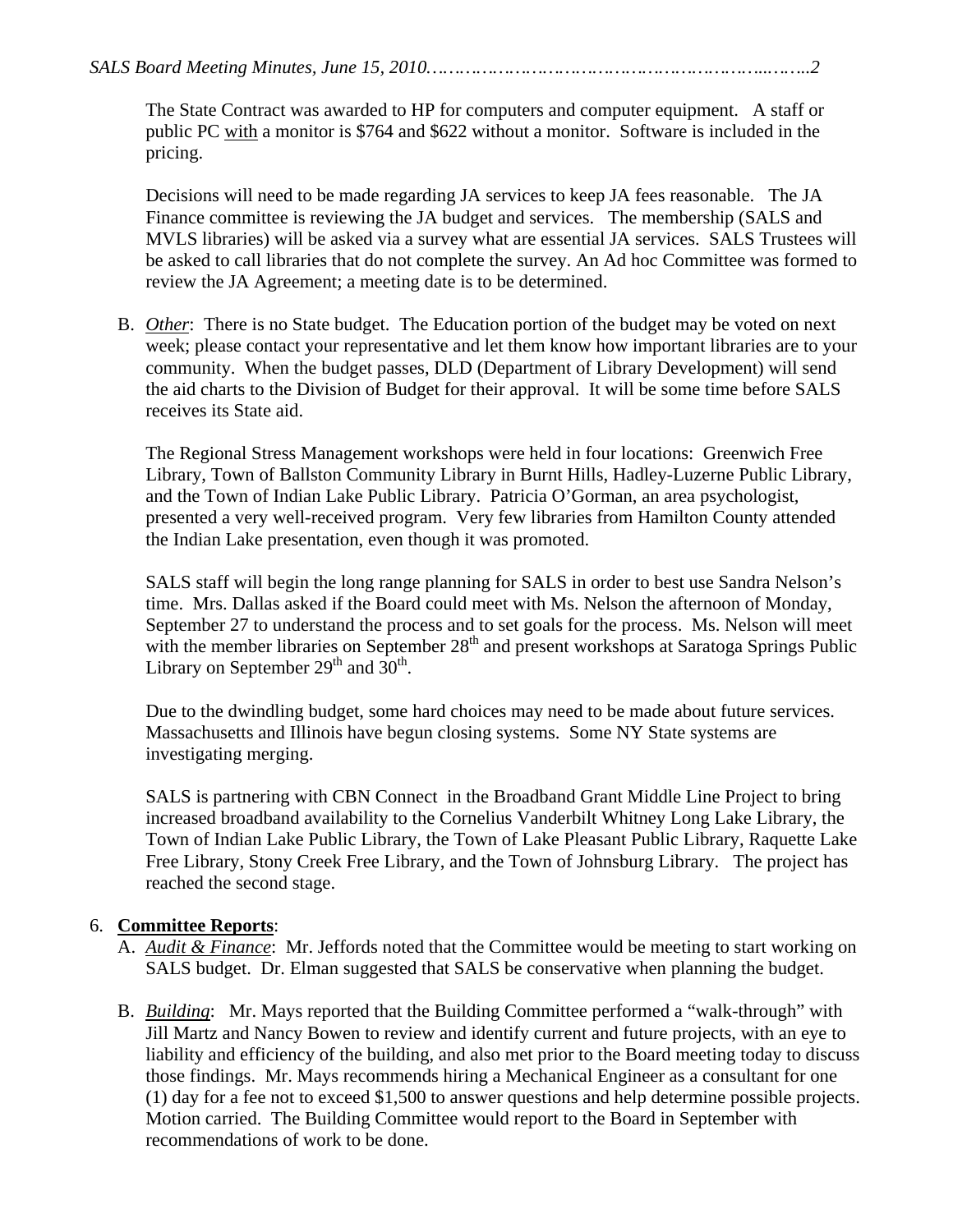The State Contract was awarded to HP for computers and computer equipment. A staff or public PC with a monitor is $764 and $622 without a monitor. Software is included in the pricing.

Decisions will need to be made regarding JA services to keep JA fees reasonable. The JA Finance committee is reviewing the JA budget and services. The membership (SALS and MVLS libraries) will be asked via a survey what are essential JA services. SALS Trustees will be asked to call libraries that do not complete the survey. An Ad hoc Committee was formed to review the JA Agreement; a meeting date is to be determined.

B. *Other*: There is no State budget. The Education portion of the budget may be voted on next week; please contact your representative and let them know how important libraries are to your community. When the budget passes, DLD (Department of Library Development) will send the aid charts to the Division of Budget for their approval. It will be some time before SALS receives its State aid.

The Regional Stress Management workshops were held in four locations: Greenwich Free Library, Town of Ballston Community Library in Burnt Hills, Hadley-Luzerne Public Library, and the Town of Indian Lake Public Library. Patricia O'Gorman, an area psychologist, presented a very well-received program. Very few libraries from Hamilton County attended the Indian Lake presentation, even though it was promoted.

SALS staff will begin the long range planning for SALS in order to best use Sandra Nelson's time. Mrs. Dallas asked if the Board could meet with Ms. Nelson the afternoon of Monday, September 27 to understand the process and to set goals for the process. Ms. Nelson will meet with the member libraries on September 28th and present workshops at Saratoga Springs Public Library on September 29th and 30th.

Due to the dwindling budget, some hard choices may need to be made about future services. Massachusetts and Illinois have begun closing systems. Some NY State systems are investigating merging.

SALS is partnering with CBN Connect in the Broadband Grant Middle Line Project to bring increased broadband availability to the Cornelius Vanderbilt Whitney Long Lake Library, the Town of Indian Lake Public Library, the Town of Lake Pleasant Public Library, Raquette Lake Free Library, Stony Creek Free Library, and the Town of Johnsburg Library. The project has reached the second stage.

6. **Committee Reports**:

A. *Audit & Finance*: Mr. Jeffords noted that the Committee would be meeting to start working on SALS budget. Dr. Elman suggested that SALS be conservative when planning the budget.

B. *Building*: Mr. Mays reported that the Building Committee performed a "walk-through" with Jill Martz and Nancy Bowen to review and identify current and future projects, with an eye to liability and efficiency of the building, and also met prior to the Board meeting today to discuss those findings. Mr. Mays recommends hiring a Mechanical Engineer as a consultant for one (1) day for a fee not to exceed $1,500 to answer questions and help determine possible projects. Motion carried. The Building Committee would report to the Board in September with recommendations of work to be done.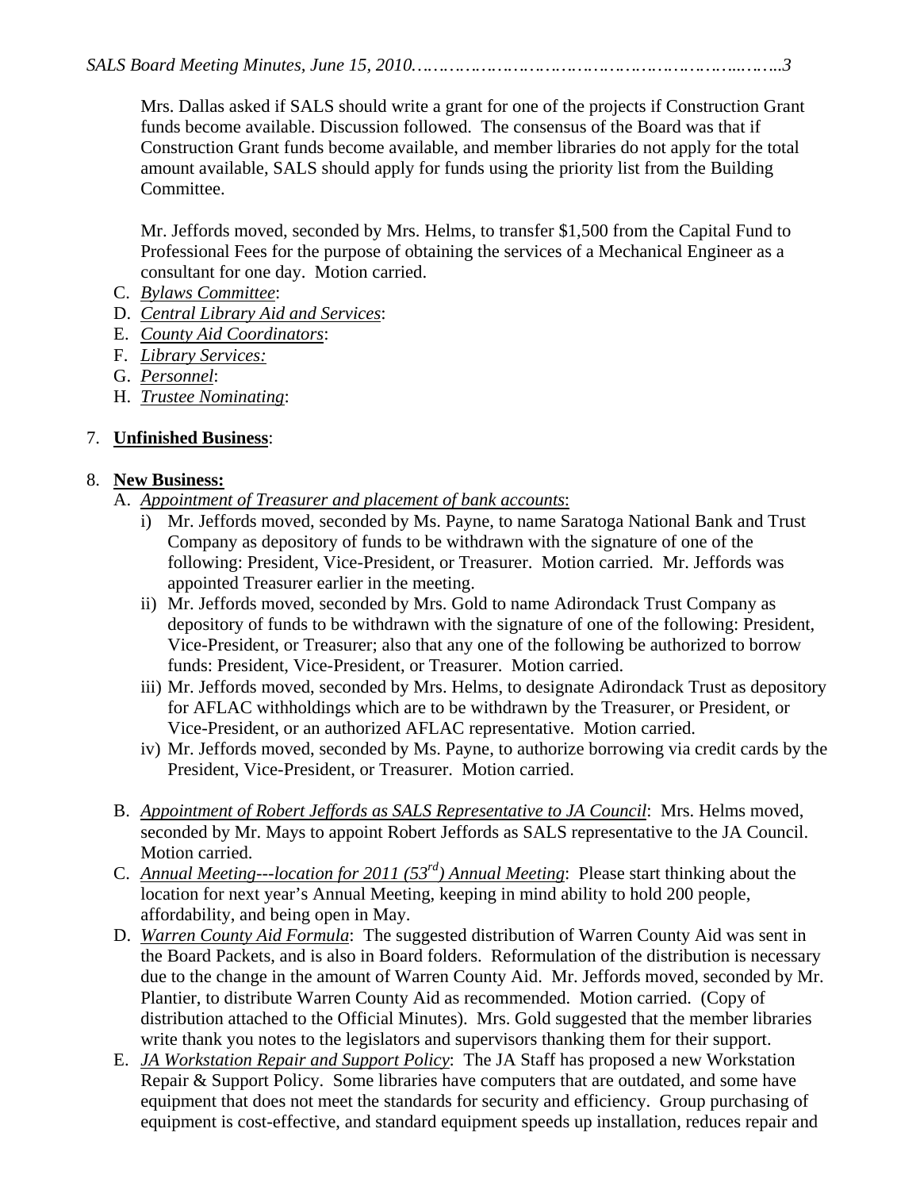Mrs. Dallas asked if SALS should write a grant for one of the projects if Construction Grant funds become available. Discussion followed. The consensus of the Board was that if Construction Grant funds become available, and member libraries do not apply for the total amount available, SALS should apply for funds using the priority list from the Building Committee.

Mr. Jeffords moved, seconded by Mrs. Helms, to transfer $1,500 from the Capital Fund to Professional Fees for the purpose of obtaining the services of a Mechanical Engineer as a consultant for one day. Motion carried.

C. *Bylaws Committee*:
D. *Central Library Aid and Services*:
E. *County Aid Coordinators*:
F. *Library Services:*
G. *Personnel*:
H. *Trustee Nominating*:

7. **Unfinished Business**:

8. **New Business:**

A. *Appointment of Treasurer and placement of bank accounts*:
   i) Mr. Jeffords moved, seconded by Ms. Payne, to name Saratoga National Bank and Trust Company as depository of funds to be withdrawn with the signature of one of the following: President, Vice-President, or Treasurer. Motion carried. Mr. Jeffords was appointed Treasurer earlier in the meeting.
   ii) Mr. Jeffords moved, seconded by Mrs. Gold to name Adirondack Trust Company as depository of funds to be withdrawn with the signature of one of the following: President, Vice-President, or Treasurer; also that any one of the following be authorized to borrow funds: President, Vice-President, or Treasurer. Motion carried.
   iii) Mr. Jeffords moved, seconded by Mrs. Helms, to designate Adirondack Trust as depository for AFLAC withholdings which are to be withdrawn by the Treasurer, or President, or Vice-President, or an authorized AFLAC representative. Motion carried.
   iv) Mr. Jeffords moved, seconded by Ms. Payne, to authorize borrowing via credit cards by the President, Vice-President, or Treasurer. Motion carried.

B. *Appointment of Robert Jeffords as SALS Representative to JA Council*: Mrs. Helms moved, seconded by Mr. Mays to appoint Robert Jeffords as SALS representative to the JA Council. Motion carried.

C. *Annual Meeting---location for 2011 (53rd) Annual Meeting*: Please start thinking about the location for next year's Annual Meeting, keeping in mind ability to hold 200 people, affordability, and being open in May.

D. *Warren County Aid Formula*: The suggested distribution of Warren County Aid was sent in the Board Packets, and is also in Board folders. Reformulation of the distribution is necessary due to the change in the amount of Warren County Aid. Mr. Jeffords moved, seconded by Mr. Plantier, to distribute Warren County Aid as recommended. Motion carried. (Copy of distribution attached to the Official Minutes). Mrs. Gold suggested that the member libraries write thank you notes to the legislators and supervisors thanking them for their support.

E. *JA Workstation Repair and Support Policy*: The JA Staff has proposed a new Workstation Repair & Support Policy. Some libraries have computers that are outdated, and some have equipment that does not meet the standards for security and efficiency. Group purchasing of equipment is cost-effective, and standard equipment speeds up installation, reduces repair and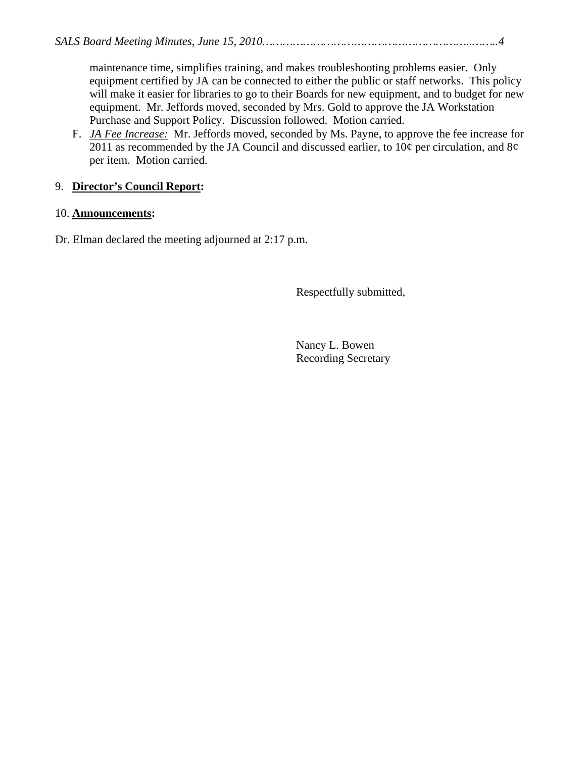maintenance time, simplifies training, and makes troubleshooting problems easier. Only equipment certified by JA can be connected to either the public or staff networks. This policy will make it easier for libraries to go to their Boards for new equipment, and to budget for new equipment. Mr. Jeffords moved, seconded by Mrs. Gold to approve the JA Workstation Purchase and Support Policy. Discussion followed. Motion carried.

F. *JA Fee Increase:* Mr. Jeffords moved, seconded by Ms. Payne, to approve the fee increase for 2011 as recommended by the JA Council and discussed earlier, to 10¢ per circulation, and 8¢ per item. Motion carried.

9. **Director's Council Report:**

10. **Announcements:**

Dr. Elman declared the meeting adjourned at 2:17 p.m.

Respectfully submitted,

Nancy L. Bowen
Recording Secretary